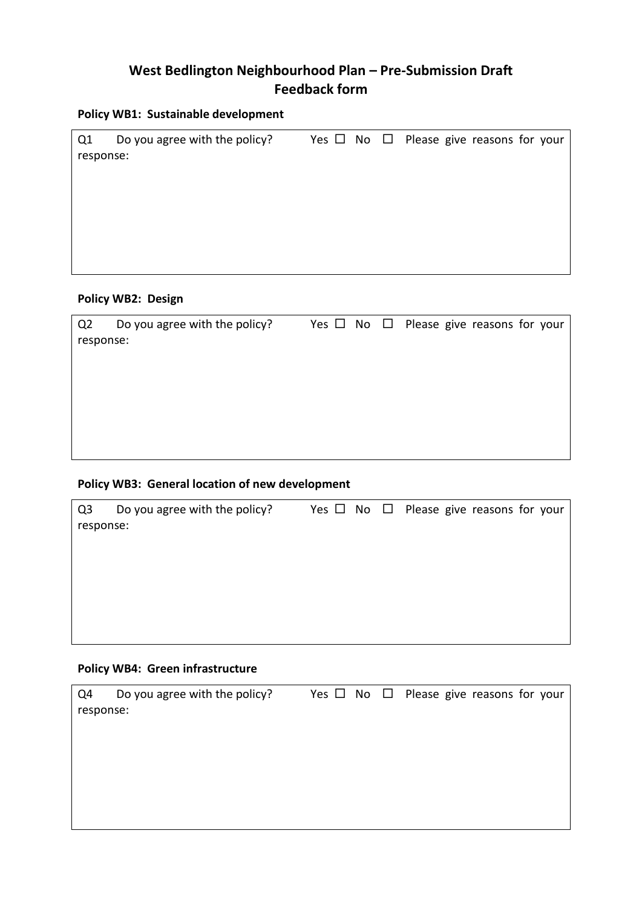# West Bedlington Neighbourhood Plan – Pre-Submission Draft
# Feedback form

**Policy WB1: Sustainable development**

Q1 Do you agree with the policy? Yes ☐ No ☐ Please give reasons for your response:

**Policy WB2: Design**

Q2 Do you agree with the policy? Yes ☐ No ☐ Please give reasons for your response:

**Policy WB3: General location of new development**

Q3 Do you agree with the policy? Yes ☐ No ☐ Please give reasons for your response:

**Policy WB4: Green infrastructure**

Q4 Do you agree with the policy? Yes ☐ No ☐ Please give reasons for your response: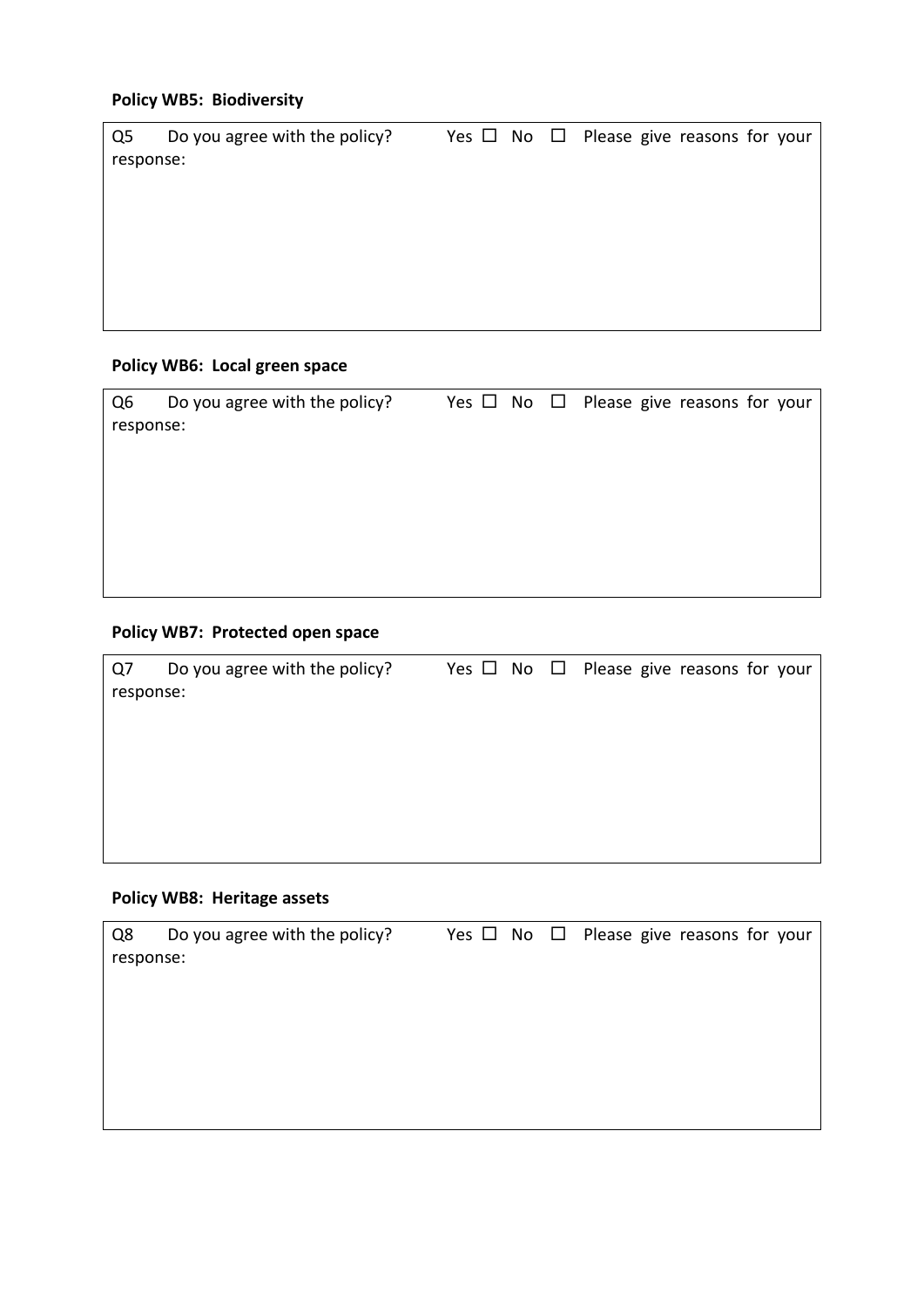**Policy WB5: Biodiversity**

| Q5 Do you agree with the policy? Yes ☐ No ☐ Please give reasons for your response: |
|---|
| |

**Policy WB6: Local green space**

| Q6 Do you agree with the policy? Yes ☐ No ☐ Please give reasons for your response: |
|---|
| |

**Policy WB7: Protected open space**

| Q7 Do you agree with the policy? Yes ☐ No ☐ Please give reasons for your response: |
|---|
| |

**Policy WB8: Heritage assets**

| Q8 Do you agree with the policy? Yes ☐ No ☐ Please give reasons for your response: |
|---|
| |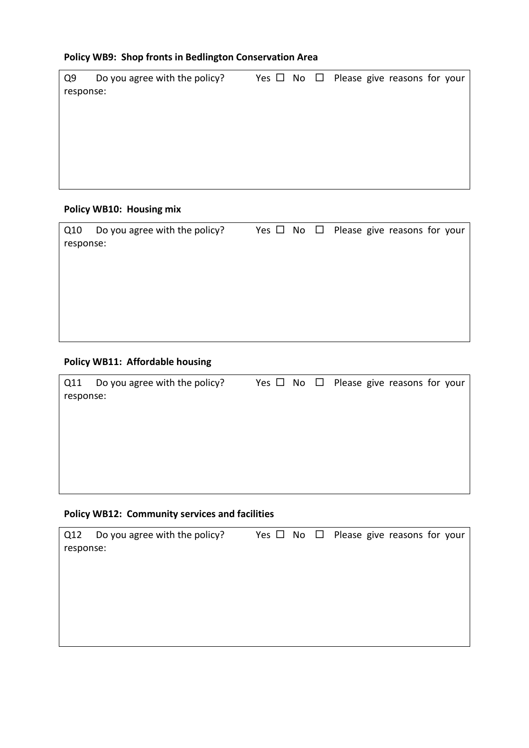**Policy WB9: Shop fronts in Bedlington Conservation Area**

| Q9 Do you agree with the policy? Yes ☐ No ☐ Please give reasons for your response: |
|---|
| |

**Policy WB10: Housing mix**

| Q10 Do you agree with the policy? Yes ☐ No ☐ Please give reasons for your response: |
|---|
| |

**Policy WB11: Affordable housing**

| Q11 Do you agree with the policy? Yes ☐ No ☐ Please give reasons for your response: |
|---|
| |

**Policy WB12: Community services and facilities**

| Q12 Do you agree with the policy? Yes ☐ No ☐ Please give reasons for your response: |
|---|
| |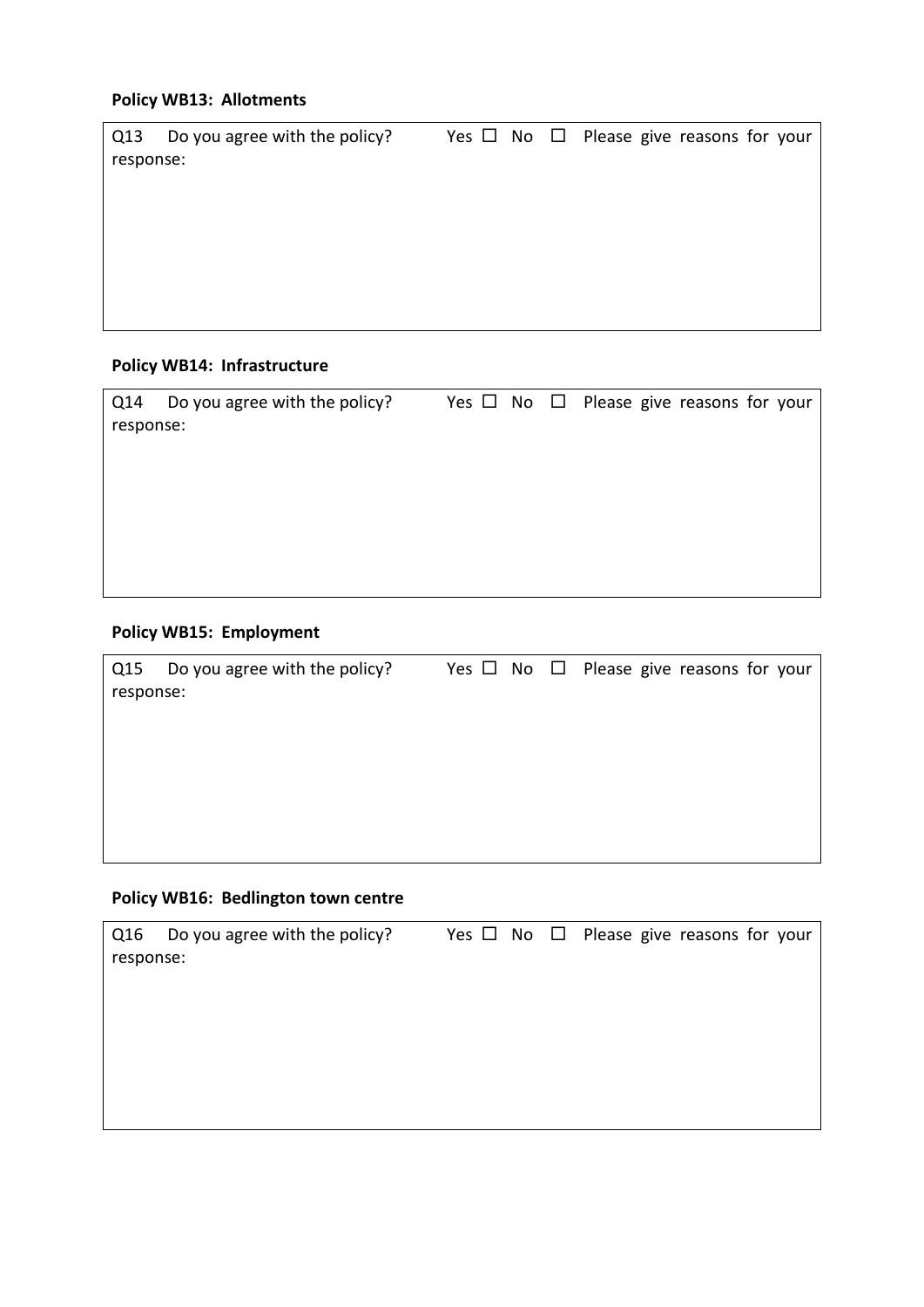**Policy WB13: Allotments**

| Q13 Do you agree with the policy? Yes ☐ No ☐ Please give reasons for your response: |
| --- |
| |

**Policy WB14: Infrastructure**

| Q14 Do you agree with the policy? Yes ☐ No ☐ Please give reasons for your response: |
| --- |
| |

**Policy WB15: Employment**

| Q15 Do you agree with the policy? Yes ☐ No ☐ Please give reasons for your response: |
| --- |
| |

**Policy WB16: Bedlington town centre**

| Q16 Do you agree with the policy? Yes ☐ No ☐ Please give reasons for your response: |
| --- |
| |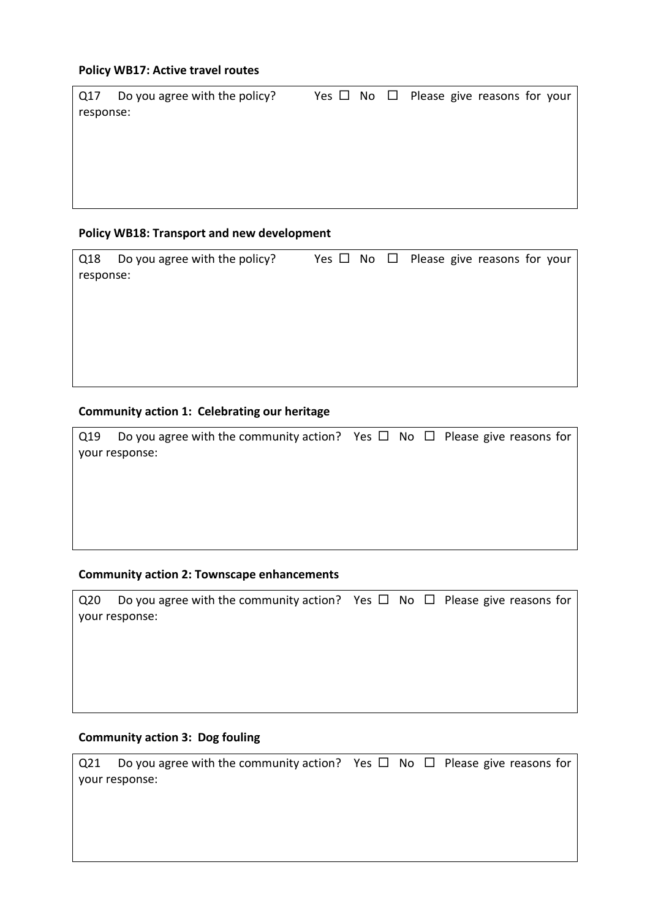**Policy WB17: Active travel routes**

| Q17 Do you agree with the policy? Yes ☐ No ☐ Please give reasons for your response: |
|---|
| |

**Policy WB18: Transport and new development**

| Q18 Do you agree with the policy? Yes ☐ No ☐ Please give reasons for your response: |
|---|
| |

**Community action 1: Celebrating our heritage**

| Q19 Do you agree with the community action? Yes ☐ No ☐ Please give reasons for your response: |
|---|
| |

**Community action 2: Townscape enhancements**

| Q20 Do you agree with the community action? Yes ☐ No ☐ Please give reasons for your response: |
|---|
| |

**Community action 3: Dog fouling**

| Q21 Do you agree with the community action? Yes ☐ No ☐ Please give reasons for your response: |
|---|
| |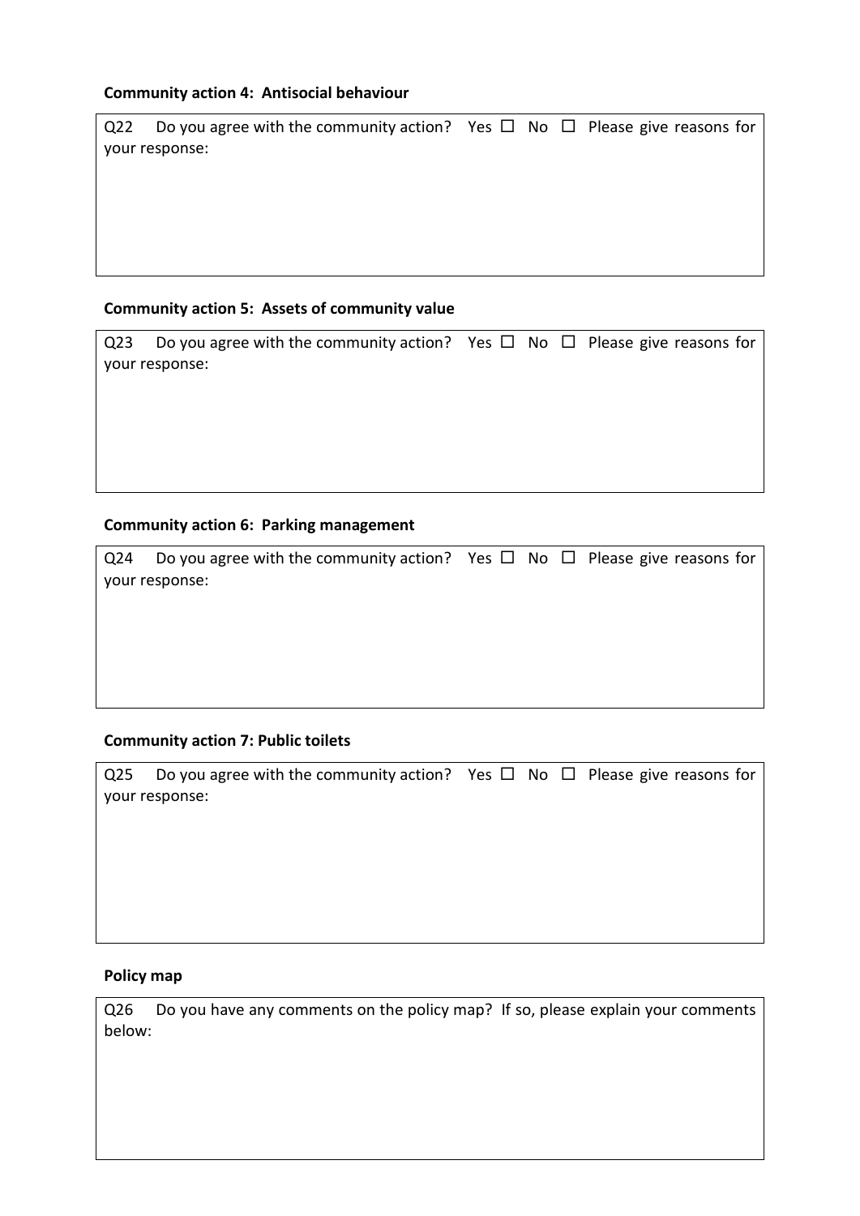**Community action 4: Antisocial behaviour**

| Q22 Do you agree with the community action? Yes ☐ No ☐ Please give reasons for your response: |
| --- |
| |

**Community action 5: Assets of community value**

| Q23 Do you agree with the community action? Yes ☐ No ☐ Please give reasons for your response: |
| --- |
| |

**Community action 6: Parking management**

| Q24 Do you agree with the community action? Yes ☐ No ☐ Please give reasons for your response: |
| --- |
| |

**Community action 7: Public toilets**

| Q25 Do you agree with the community action? Yes ☐ No ☐ Please give reasons for your response: |
| --- |
| |

**Policy map**

| Q26 Do you have any comments on the policy map? If so, please explain your comments below: |
| --- |
| |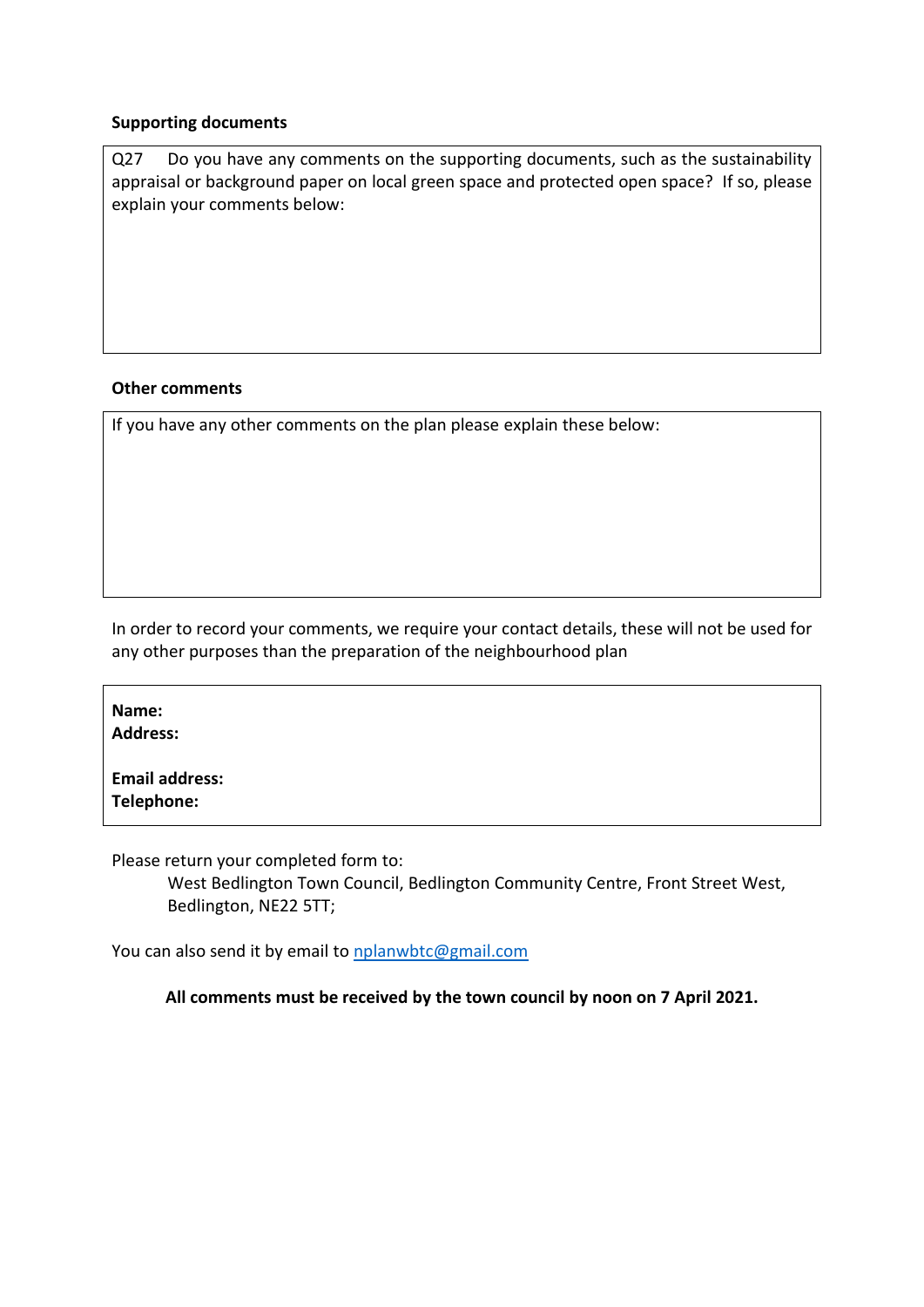**Supporting documents**

Q27 Do you have any comments on the supporting documents, such as the sustainability appraisal or background paper on local green space and protected open space? If so, please explain your comments below:

**Other comments**

If you have any other comments on the plan please explain these below:

In order to record your comments, we require your contact details, these will not be used for any other purposes than the preparation of the neighbourhood plan

**Name:**
**Address:**

**Email address:**
**Telephone:**

Please return your completed form to:

West Bedlington Town Council, Bedlington Community Centre, Front Street West, Bedlington, NE22 5TT;

You can also send it by email to nplanwbtc@gmail.com

**All comments must be received by the town council by noon on 7 April 2021.**